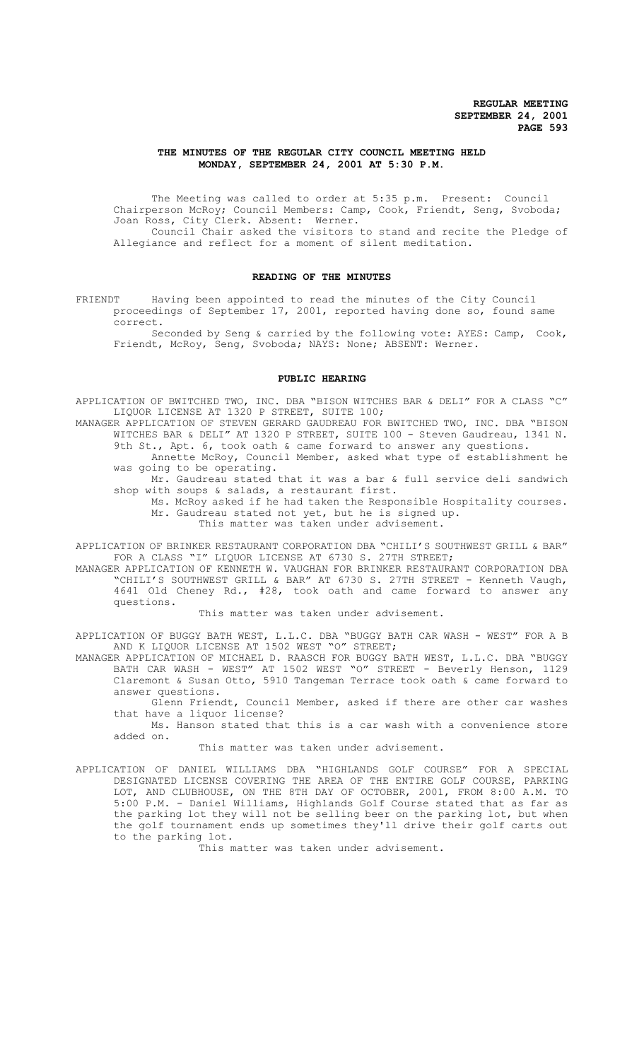**REGULAR MEETING**
**SEPTEMBER 24, 2001**

## THE MINUTES OF THE REGULAR CITY COUNCIL MEETING HELD MONDAY, SEPTEMBER 24, 2001 AT 5:30 P.M.

The Meeting was called to order at 5:35 p.m. Present: Council Chairperson McRoy; Council Members: Camp, Cook, Friendt, Seng, Svoboda; Joan Ross, City Clerk. Absent: Werner.

Council Chair asked the visitors to stand and recite the Pledge of Allegiance and reflect for a moment of silent meditation.

### READING OF THE MINUTES

FRIENDT Having been appointed to read the minutes of the City Council proceedings of September 17, 2001, reported having done so, found same correct.

Seconded by Seng & carried by the following vote: AYES: Camp, Cook, Friendt, McRoy, Seng, Svoboda; NAYS: None; ABSENT: Werner.

### PUBLIC HEARING

APPLICATION OF BWITCHED TWO, INC. DBA "BISON WITCHES BAR & DELI" FOR A CLASS "C" LIQUOR LICENSE AT 1320 P STREET, SUITE 100;

MANAGER APPLICATION OF STEVEN GERARD GAUDREAU FOR BWITCHED TWO, INC. DBA "BISON WITCHES BAR & DELI" AT 1320 P STREET, SUITE 100 - Steven Gaudreau, 1341 N. 9th St., Apt. 6, took oath & came forward to answer any questions.

Annette McRoy, Council Member, asked what type of establishment he was going to be operating.

Mr. Gaudreau stated that it was a bar & full service deli sandwich shop with soups & salads, a restaurant first.

Ms. McRoy asked if he had taken the Responsible Hospitality courses.

Mr. Gaudreau stated not yet, but he is signed up.

This matter was taken under advisement.

APPLICATION OF BRINKER RESTAURANT CORPORATION DBA "CHILI'S SOUTHWEST GRILL & BAR" FOR A CLASS "I" LIQUOR LICENSE AT 6730 S. 27TH STREET;

MANAGER APPLICATION OF KENNETH W. VAUGHAN FOR BRINKER RESTAURANT CORPORATION DBA "CHILI'S SOUTHWEST GRILL & BAR" AT 6730 S. 27TH STREET - Kenneth Vaugh, 4641 Old Cheney Rd., #28, took oath and came forward to answer any questions.

This matter was taken under advisement.

APPLICATION OF BUGGY BATH WEST, L.L.C. DBA "BUGGY BATH CAR WASH - WEST" FOR A B AND K LIQUOR LICENSE AT 1502 WEST "O" STREET;

MANAGER APPLICATION OF MICHAEL D. RAASCH FOR BUGGY BATH WEST, L.L.C. DBA "BUGGY BATH CAR WASH - WEST" AT 1502 WEST "O" STREET - Beverly Henson, 1129 Claremont & Susan Otto, 5910 Tangeman Terrace took oath & came forward to answer questions.

Glenn Friendt, Council Member, asked if there are other car washes that have a liquor license?

Ms. Hanson stated that this is a car wash with a convenience store added on.

This matter was taken under advisement.

APPLICATION OF DANIEL WILLIAMS DBA "HIGHLANDS GOLF COURSE" FOR A SPECIAL DESIGNATED LICENSE COVERING THE AREA OF THE ENTIRE GOLF COURSE, PARKING LOT, AND CLUBHOUSE, ON THE 8TH DAY OF OCTOBER, 2001, FROM 8:00 A.M. TO 5:00 P.M. - Daniel Williams, Highlands Golf Course stated that as far as the parking lot they will not be selling beer on the parking lot, but when the golf tournament ends up sometimes they'll drive their golf carts out to the parking lot.

This matter was taken under advisement.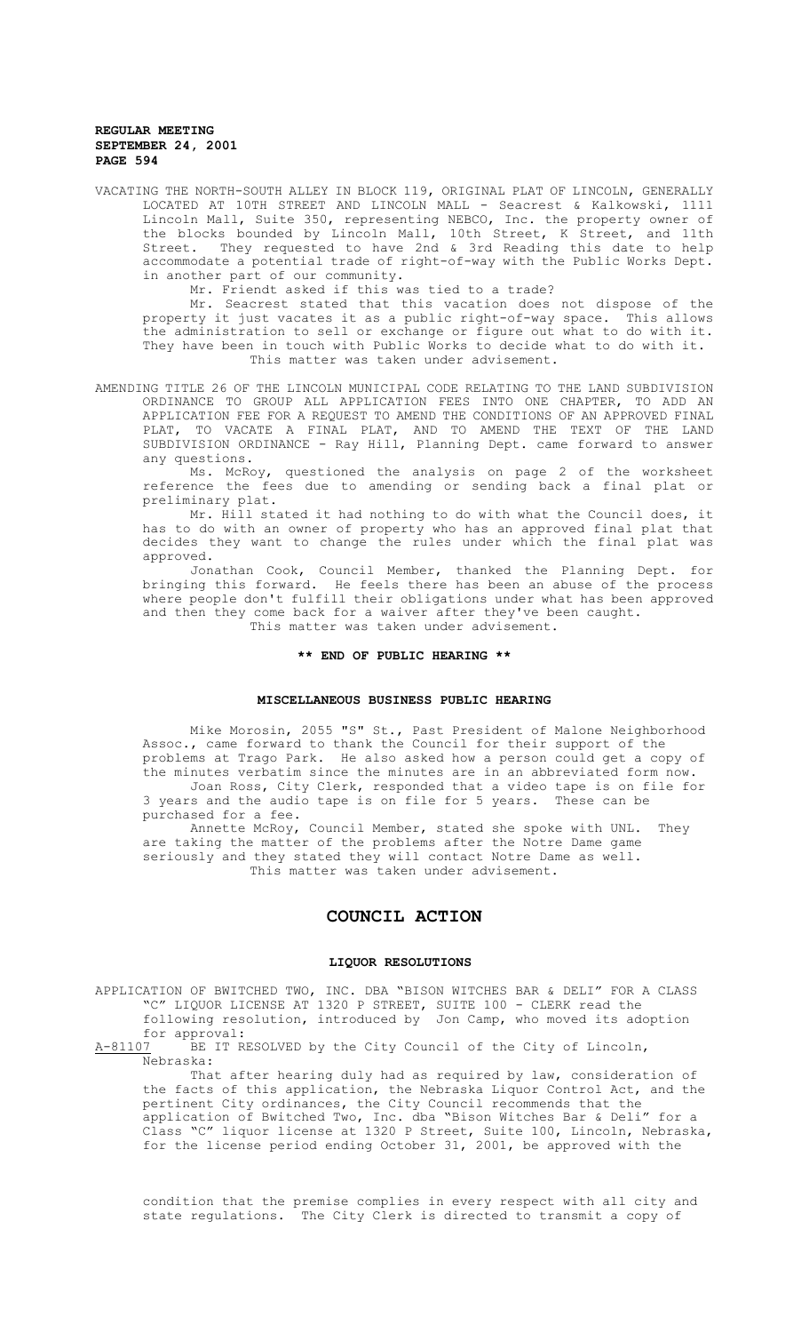VACATING THE NORTH-SOUTH ALLEY IN BLOCK 119, ORIGINAL PLAT OF LINCOLN, GENERALLY LOCATED AT 10TH STREET AND LINCOLN MALL - Seacrest & Kalkowski, 1111 Lincoln Mall, Suite 350, representing NEBCO, Inc. the property owner of the blocks bounded by Lincoln Mall, 10th Street, K Street, and 11th Street. They requested to have 2nd & 3rd Reading this date to help accommodate a potential trade of right-of-way with the Public Works Dept. in another part of our community.

Mr. Friendt asked if this was tied to a trade?

Mr. Seacrest stated that this vacation does not dispose of the property it just vacates it as a public right-of-way space. This allows the administration to sell or exchange or figure out what to do with it. They have been in touch with Public Works to decide what to do with it.

This matter was taken under advisement.

AMENDING TITLE 26 OF THE LINCOLN MUNICIPAL CODE RELATING TO THE LAND SUBDIVISION ORDINANCE TO GROUP ALL APPLICATION FEES INTO ONE CHAPTER, TO ADD AN APPLICATION FEE FOR A REQUEST TO AMEND THE CONDITIONS OF AN APPROVED FINAL PLAT, TO VACATE A FINAL PLAT, AND TO AMEND THE TEXT OF THE LAND SUBDIVISION ORDINANCE - Ray Hill, Planning Dept. came forward to answer any questions.

Ms. McRoy, questioned the analysis on page 2 of the worksheet reference the fees due to amending or sending back a final plat or preliminary plat.

Mr. Hill stated it had nothing to do with what the Council does, it has to do with an owner of property who has an approved final plat that decides they want to change the rules under which the final plat was approved.

Jonathan Cook, Council Member, thanked the Planning Dept. for bringing this forward. He feels there has been an abuse of the process where people don't fulfill their obligations under what has been approved and then they come back for a waiver after they've been caught.

This matter was taken under advisement.

**\*\* END OF PUBLIC HEARING \*\***

## MISCELLANEOUS BUSINESS PUBLIC HEARING

Mike Morosin, 2055 "S" St., Past President of Malone Neighborhood Assoc., came forward to thank the Council for their support of the problems at Trago Park. He also asked how a person could get a copy of the minutes verbatim since the minutes are in an abbreviated form now.

Joan Ross, City Clerk, responded that a video tape is on file for 3 years and the audio tape is on file for 5 years. These can be purchased for a fee.

Annette McRoy, Council Member, stated she spoke with UNL. They are taking the matter of the problems after the Notre Dame game seriously and they stated they will contact Notre Dame as well.

This matter was taken under advisement.

# COUNCIL ACTION

## LIQUOR RESOLUTIONS

APPLICATION OF BWITCHED TWO, INC. DBA "BISON WITCHES BAR & DELI" FOR A CLASS "C" LIQUOR LICENSE AT 1320 P STREET, SUITE 100 - CLERK read the following resolution, introduced by Jon Camp, who moved its adoption for approval:

A-81107 BE IT RESOLVED by the City Council of the City of Lincoln, Nebraska:

That after hearing duly had as required by law, consideration of the facts of this application, the Nebraska Liquor Control Act, and the pertinent City ordinances, the City Council recommends that the application of Bwitched Two, Inc. dba "Bison Witches Bar & Deli" for a Class "C" liquor license at 1320 P Street, Suite 100, Lincoln, Nebraska, for the license period ending October 31, 2001, be approved with the condition that the premise complies in every respect with all city and state regulations. The City Clerk is directed to transmit a copy of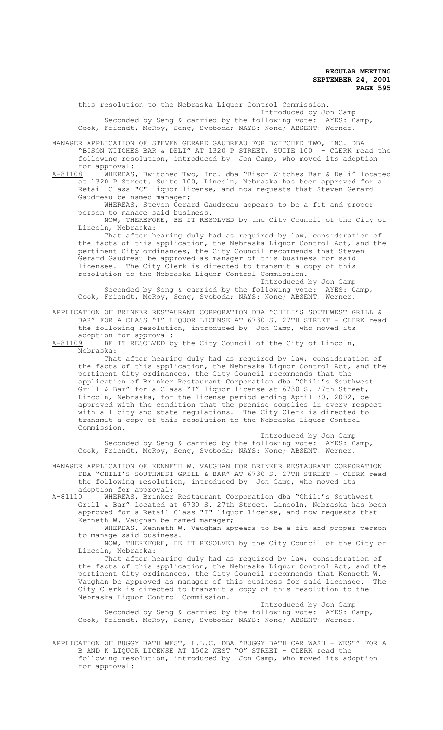this resolution to the Nebraska Liquor Control Commission.

Introduced by Jon Camp

Seconded by Seng & carried by the following vote: AYES: Camp, Cook, Friendt, McRoy, Seng, Svoboda; NAYS: None; ABSENT: Werner.

MANAGER APPLICATION OF STEVEN GERARD GAUDREAU FOR BWITCHED TWO, INC. DBA "BISON WITCHES BAR & DELI" AT 1320 P STREET, SUITE 100 - CLERK read the following resolution, introduced by Jon Camp, who moved its adoption for approval:

A-81108 WHEREAS, Bwitched Two, Inc. dba "Bison Witches Bar & Deli" located at 1320 P Street, Suite 100, Lincoln, Nebraska has been approved for a Retail Class "C" liquor license, and now requests that Steven Gerard Gaudreau be named manager;

WHEREAS, Steven Gerard Gaudreau appears to be a fit and proper person to manage said business.

NOW, THEREFORE, BE IT RESOLVED by the City Council of the City of Lincoln, Nebraska:

That after hearing duly had as required by law, consideration of the facts of this application, the Nebraska Liquor Control Act, and the pertinent City ordinances, the City Council recommends that Steven Gerard Gaudreau be approved as manager of this business for said licensee. The City Clerk is directed to transmit a copy of this resolution to the Nebraska Liquor Control Commission.

Introduced by Jon Camp

Seconded by Seng & carried by the following vote: AYES: Camp, Cook, Friendt, McRoy, Seng, Svoboda; NAYS: None; ABSENT: Werner.

APPLICATION OF BRINKER RESTAURANT CORPORATION DBA "CHILI'S SOUTHWEST GRILL & BAR" FOR A CLASS "I" LIQUOR LICENSE AT 6730 S. 27TH STREET - CLERK read the following resolution, introduced by Jon Camp, who moved its adoption for approval:

A-81109 BE IT RESOLVED by the City Council of the City of Lincoln, Nebraska:

That after hearing duly had as required by law, consideration of the facts of this application, the Nebraska Liquor Control Act, and the pertinent City ordinances, the City Council recommends that the application of Brinker Restaurant Corporation dba "Chili's Southwest Grill & Bar" for a Class "I" liquor license at 6730 S. 27th Street, Lincoln, Nebraska, for the license period ending April 30, 2002, be approved with the condition that the premise complies in every respect with all city and state regulations. The City Clerk is directed to transmit a copy of this resolution to the Nebraska Liquor Control Commission.

Introduced by Jon Camp

Seconded by Seng & carried by the following vote: AYES: Camp, Cook, Friendt, McRoy, Seng, Svoboda; NAYS: None; ABSENT: Werner.

MANAGER APPLICATION OF KENNETH W. VAUGHAN FOR BRINKER RESTAURANT CORPORATION DBA "CHILI'S SOUTHWEST GRILL & BAR" AT 6730 S. 27TH STREET - CLERK read the following resolution, introduced by Jon Camp, who moved its adoption for approval:

A-81110 WHEREAS, Brinker Restaurant Corporation dba "Chili's Southwest Grill & Bar" located at 6730 S. 27th Street, Lincoln, Nebraska has been approved for a Retail Class "I" liquor license, and now requests that Kenneth W. Vaughan be named manager;

WHEREAS, Kenneth W. Vaughan appears to be a fit and proper person to manage said business.

NOW, THEREFORE, BE IT RESOLVED by the City Council of the City of Lincoln, Nebraska:

That after hearing duly had as required by law, consideration of the facts of this application, the Nebraska Liquor Control Act, and the pertinent City ordinances, the City Council recommends that Kenneth W. Vaughan be approved as manager of this business for said licensee. The City Clerk is directed to transmit a copy of this resolution to the Nebraska Liquor Control Commission.

Introduced by Jon Camp

Seconded by Seng & carried by the following vote: AYES: Camp, Cook, Friendt, McRoy, Seng, Svoboda; NAYS: None; ABSENT: Werner.

APPLICATION OF BUGGY BATH WEST, L.L.C. DBA "BUGGY BATH CAR WASH - WEST" FOR A B AND K LIQUOR LICENSE AT 1502 WEST "O" STREET - CLERK read the following resolution, introduced by Jon Camp, who moved its adoption for approval: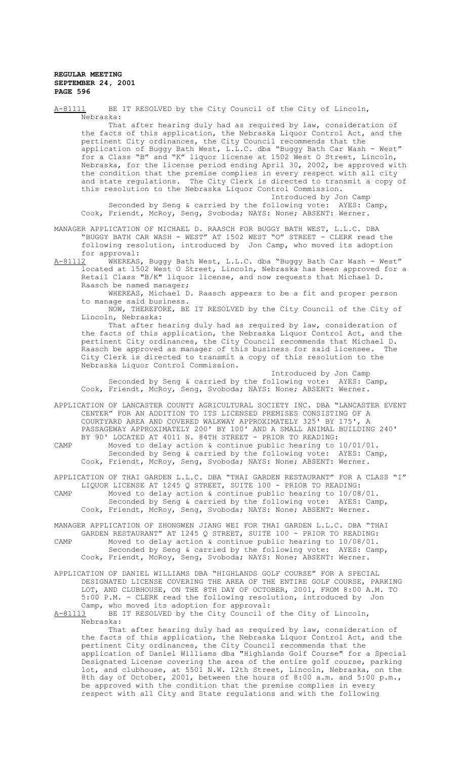A-81111 BE IT RESOLVED by the City Council of the City of Lincoln, Nebraska:

That after hearing duly had as required by law, consideration of the facts of this application, the Nebraska Liquor Control Act, and the pertinent City ordinances, the City Council recommends that the application of Buggy Bath West, L.L.C. dba "Buggy Bath Car Wash - West" for a Class "B" and "K" liquor license at 1502 West O Street, Lincoln, Nebraska, for the license period ending April 30, 2002, be approved with the condition that the premise complies in every respect with all city and state regulations. The City Clerk is directed to transmit a copy of this resolution to the Nebraska Liquor Control Commission.

Introduced by Jon Camp

Seconded by Seng & carried by the following vote: AYES: Camp, Cook, Friendt, McRoy, Seng, Svoboda; NAYS: None; ABSENT: Werner.

MANAGER APPLICATION OF MICHAEL D. RAASCH FOR BUGGY BATH WEST, L.L.C. DBA "BUGGY BATH CAR WASH - WEST" AT 1502 WEST "O" STREET - CLERK read the following resolution, introduced by Jon Camp, who moved its adoption for approval:

A-81112 WHEREAS, Buggy Bath West, L.L.C. dba "Buggy Bath Car Wash - West" located at 1502 West O Street, Lincoln, Nebraska has been approved for a Retail Class "B/K" liquor license, and now requests that Michael D. Raasch be named manager;

WHEREAS, Michael D. Raasch appears to be a fit and proper person to manage said business.

NOW, THEREFORE, BE IT RESOLVED by the City Council of the City of Lincoln, Nebraska:

That after hearing duly had as required by law, consideration of the facts of this application, the Nebraska Liquor Control Act, and the pertinent City ordinances, the City Council recommends that Michael D. Raasch be approved as manager of this business for said licensee. The City Clerk is directed to transmit a copy of this resolution to the Nebraska Liquor Control Commission.

Introduced by Jon Camp

Seconded by Seng & carried by the following vote: AYES: Camp, Cook, Friendt, McRoy, Seng, Svoboda; NAYS: None; ABSENT: Werner.

APPLICATION OF LANCASTER COUNTY AGRICULTURAL SOCIETY INC. DBA "LANCASTER EVENT CENTER" FOR AN ADDITION TO ITS LICENSED PREMISES CONSISTING OF A COURTYARD AREA AND COVERED WALKWAY APPROXIMATELY 325' BY 175', A PASSAGEWAY APPROXIMATELY 200' BY 100' AND A SMALL ANIMAL BUILDING 240' BY 90' LOCATED AT 4011 N. 84TH STREET - PRIOR TO READING:

CAMP Moved to delay action & continue public hearing to 10/01/01.

Seconded by Seng & carried by the following vote: AYES: Camp, Cook, Friendt, McRoy, Seng, Svoboda; NAYS: None; ABSENT: Werner.

APPLICATION OF THAI GARDEN L.L.C. DBA "THAI GARDEN RESTAURANT" FOR A CLASS "I" LIQUOR LICENSE AT 1245 Q STREET, SUITE 100 - PRIOR TO READING:

CAMP Moved to delay action & continue public hearing to 10/08/01.

Seconded by Seng & carried by the following vote: AYES: Camp, Cook, Friendt, McRoy, Seng, Svoboda; NAYS: None; ABSENT: Werner.

MANAGER APPLICATION OF ZHONGWEN JIANG WEI FOR THAI GARDEN L.L.C. DBA "THAI GARDEN RESTAURANT" AT 1245 Q STREET, SUITE 100 - PRIOR TO READING:

CAMP Moved to delay action & continue public hearing to 10/08/01.

Seconded by Seng & carried by the following vote: AYES: Camp, Cook, Friendt, McRoy, Seng, Svoboda; NAYS: None; ABSENT: Werner.

APPLICATION OF DANIEL WILLIAMS DBA "HIGHLANDS GOLF COURSE" FOR A SPECIAL DESIGNATED LICENSE COVERING THE AREA OF THE ENTIRE GOLF COURSE, PARKING LOT, AND CLUBHOUSE, ON THE 8TH DAY OF OCTOBER, 2001, FROM 8:00 A.M. TO 5:00 P.M. - CLERK read the following resolution, introduced by Jon Camp, who moved its adoption for approval:

A-81113 BE IT RESOLVED by the City Council of the City of Lincoln, Nebraska:

That after hearing duly had as required by law, consideration of the facts of this application, the Nebraska Liquor Control Act, and the pertinent City ordinances, the City Council recommends that the application of Daniel Williams dba "Highlands Golf Course" for a Special Designated License covering the area of the entire golf course, parking lot, and clubhouse, at 5501 N.W. 12th Street, Lincoln, Nebraska, on the 8th day of October, 2001, between the hours of 8:00 a.m. and 5:00 p.m., be approved with the condition that the premise complies in every respect with all City and State regulations and with the following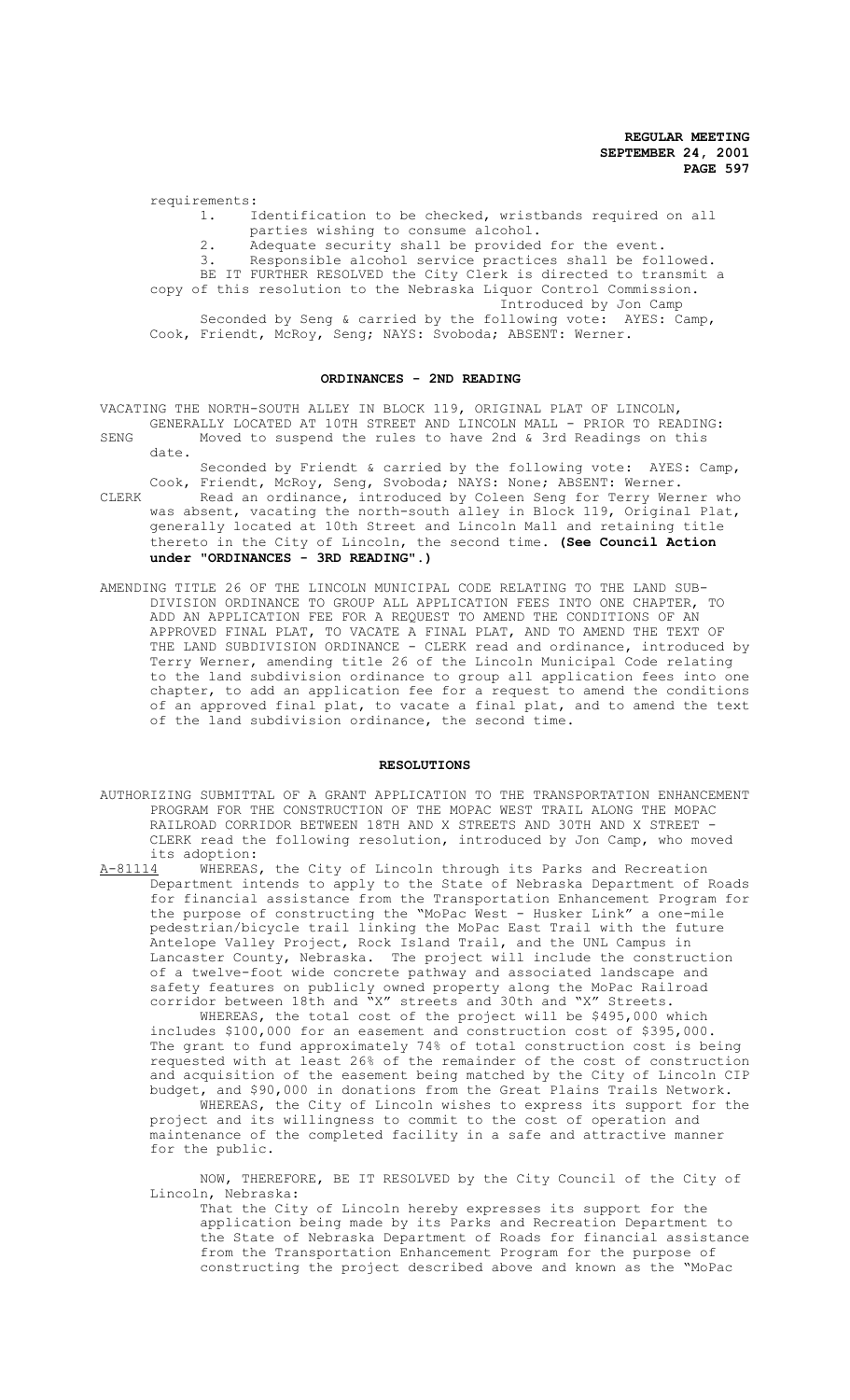requirements:

1. Identification to be checked, wristbands required on all parties wishing to consume alcohol.
2. Adequate security shall be provided for the event.
3. Responsible alcohol service practices shall be followed.

BE IT FURTHER RESOLVED the City Clerk is directed to transmit a copy of this resolution to the Nebraska Liquor Control Commission.

Introduced by Jon Camp

Seconded by Seng & carried by the following vote: AYES: Camp, Cook, Friendt, McRoy, Seng; NAYS: Svoboda; ABSENT: Werner.

## ORDINANCES - 2ND READING

VACATING THE NORTH-SOUTH ALLEY IN BLOCK 119, ORIGINAL PLAT OF LINCOLN, GENERALLY LOCATED AT 10TH STREET AND LINCOLN MALL - PRIOR TO READING:

SENG Moved to suspend the rules to have 2nd & 3rd Readings on this date.

Seconded by Friendt & carried by the following vote: AYES: Camp, Cook, Friendt, McRoy, Seng, Svoboda; NAYS: None; ABSENT: Werner.

CLERK Read an ordinance, introduced by Coleen Seng for Terry Werner who was absent, vacating the north-south alley in Block 119, Original Plat, generally located at 10th Street and Lincoln Mall and retaining title thereto in the City of Lincoln, the second time. **(See Council Action under "ORDINANCES - 3RD READING".)**

AMENDING TITLE 26 OF THE LINCOLN MUNICIPAL CODE RELATING TO THE LAND SUB-DIVISION ORDINANCE TO GROUP ALL APPLICATION FEES INTO ONE CHAPTER, TO ADD AN APPLICATION FEE FOR A REQUEST TO AMEND THE CONDITIONS OF AN APPROVED FINAL PLAT, TO VACATE A FINAL PLAT, AND TO AMEND THE TEXT OF THE LAND SUBDIVISION ORDINANCE - CLERK read and ordinance, introduced by Terry Werner, amending title 26 of the Lincoln Municipal Code relating to the land subdivision ordinance to group all application fees into one chapter, to add an application fee for a request to amend the conditions of an approved final plat, to vacate a final plat, and to amend the text of the land subdivision ordinance, the second time.

## RESOLUTIONS

AUTHORIZING SUBMITTAL OF A GRANT APPLICATION TO THE TRANSPORTATION ENHANCEMENT PROGRAM FOR THE CONSTRUCTION OF THE MOPAC WEST TRAIL ALONG THE MOPAC RAILROAD CORRIDOR BETWEEN 18TH AND X STREETS AND 30TH AND X STREET - CLERK read the following resolution, introduced by Jon Camp, who moved its adoption:

A-81114 WHEREAS, the City of Lincoln through its Parks and Recreation Department intends to apply to the State of Nebraska Department of Roads for financial assistance from the Transportation Enhancement Program for the purpose of constructing the "MoPac West - Husker Link" a one-mile pedestrian/bicycle trail linking the MoPac East Trail with the future Antelope Valley Project, Rock Island Trail, and the UNL Campus in Lancaster County, Nebraska. The project will include the construction of a twelve-foot wide concrete pathway and associated landscape and safety features on publicly owned property along the MoPac Railroad corridor between 18th and "X" streets and 30th and "X" Streets.

WHEREAS, the total cost of the project will be $495,000 which includes $100,000 for an easement and construction cost of $395,000. The grant to fund approximately 74% of total construction cost is being requested with at least 26% of the remainder of the cost of construction and acquisition of the easement being matched by the City of Lincoln CIP budget, and $90,000 in donations from the Great Plains Trails Network.

WHEREAS, the City of Lincoln wishes to express its support for the project and its willingness to commit to the cost of operation and maintenance of the completed facility in a safe and attractive manner for the public.

NOW, THEREFORE, BE IT RESOLVED by the City Council of the City of Lincoln, Nebraska:

That the City of Lincoln hereby expresses its support for the application being made by its Parks and Recreation Department to the State of Nebraska Department of Roads for financial assistance from the Transportation Enhancement Program for the purpose of constructing the project described above and known as the "MoPac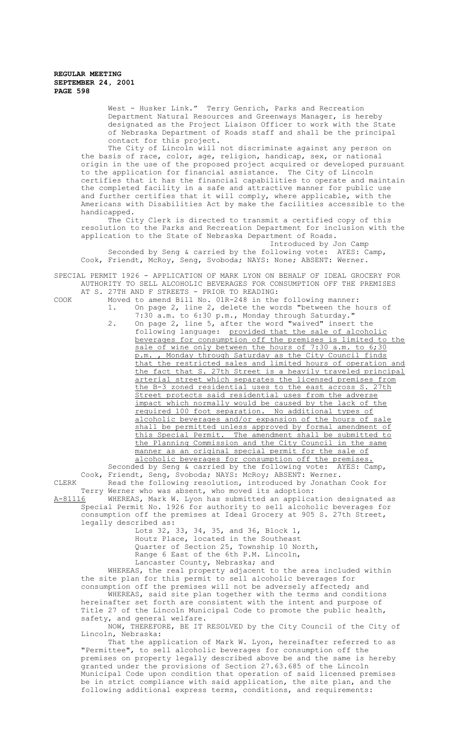West - Husker Link." Terry Genrich, Parks and Recreation Department Natural Resources and Greenways Manager, is hereby designated as the Project Liaison Officer to work with the State of Nebraska Department of Roads staff and shall be the principal contact for this project.

The City of Lincoln will not discriminate against any person on the basis of race, color, age, religion, handicap, sex, or national origin in the use of the proposed project acquired or developed pursuant to the application for financial assistance. The City of Lincoln certifies that it has the financial capabilities to operate and maintain the completed facility in a safe and attractive manner for public use and further certifies that it will comply, where applicable, with the Americans with Disabilities Act by make the facilities accessible to the handicapped.

The City Clerk is directed to transmit a certified copy of this resolution to the Parks and Recreation Department for inclusion with the application to the State of Nebraska Department of Roads.

Introduced by Jon Camp

Seconded by Seng & carried by the following vote: AYES: Camp, Cook, Friendt, McRoy, Seng, Svoboda; NAYS: None; ABSENT: Werner.

SPECIAL PERMIT 1926 - APPLICATION OF MARK LYON ON BEHALF OF IDEAL GROCERY FOR AUTHORITY TO SELL ALCOHOLIC BEVERAGES FOR CONSUMPTION OFF THE PREMISES AT S. 27TH AND F STREETS - PRIOR TO READING:

COOK Moved to amend Bill No. 01R-248 in the following manner:

1. On page 2, line 2, delete the words "between the hours of 7:30 a.m. to 6:30 p.m., Monday through Saturday."
2. On page 2, line 5, after the word "waived" insert the following language: provided that the sale of alcoholic beverages for consumption off the premises is limited to the sale of wine only between the hours of 7:30 a.m. to 6;30 p.m. , Monday through Saturday as the City Council finds that the restricted sales and limited hours of operation and the fact that S. 27th Street is a heavily traveled principal arterial street which separates the licensed premises from the B-3 zoned residential uses to the east across S. 27th Street protects said residential uses from the adverse impact which normally would be caused by the lack of the required 100 foot separation. No additional types of alcoholic beverages and/or expansion of the hours of sale shall be permitted unless approved by formal amendment of this Special Permit. The amendment shall be submitted to the Planning Commission and the City Council in the same manner as an original special permit for the sale of alcoholic beverages for consumption off the premises.

Seconded by Seng & carried by the following vote: AYES: Camp, Cook, Friendt, Seng, Svoboda; NAYS: McRoy; ABSENT: Werner.

CLERK Read the following resolution, introduced by Jonathan Cook for Terry Werner who was absent, who moved its adoption:

A-81116 WHEREAS, Mark W. Lyon has submitted an application designated as Special Permit No. 1926 for authority to sell alcoholic beverages for consumption off the premises at Ideal Grocery at 905 S. 27th Street, legally described as:

Lots 32, 33, 34, 35, and 36, Block 1,
Houtz Place, located in the Southeast
Quarter of Section 25, Township 10 North,
Range 6 East of the 6th P.M. Lincoln,
Lancaster County, Nebraska; and

WHEREAS, the real property adjacent to the area included within the site plan for this permit to sell alcoholic beverages for consumption off the premises will not be adversely affected; and

WHEREAS, said site plan together with the terms and conditions hereinafter set forth are consistent with the intent and purpose of Title 27 of the Lincoln Municipal Code to promote the public health, safety, and general welfare.

NOW, THEREFORE, BE IT RESOLVED by the City Council of the City of Lincoln, Nebraska:

That the application of Mark W. Lyon, hereinafter referred to as "Permittee", to sell alcoholic beverages for consumption off the premises on property legally described above be and the same is hereby granted under the provisions of Section 27.63.685 of the Lincoln Municipal Code upon condition that operation of said licensed premises be in strict compliance with said application, the site plan, and the following additional express terms, conditions, and requirements: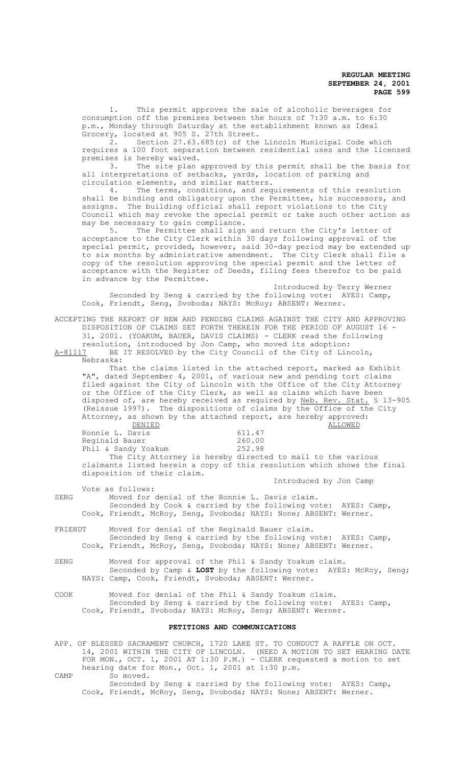1. This permit approves the sale of alcoholic beverages for consumption off the premises between the hours of 7:30 a.m. to 6:30 p.m., Monday through Saturday at the establishment known as Ideal Grocery, located at 905 S. 27th Street.

2. Section 27.63.685(c) of the Lincoln Municipal Code which requires a 100 foot separation between residential uses and the licensed premises is hereby waived.

3. The site plan approved by this permit shall be the basis for all interpretations of setbacks, yards, location of parking and circulation elements, and similar matters.

4. The terms, conditions, and requirements of this resolution shall be binding and obligatory upon the Permittee, his successors, and assigns. The building official shall report violations to the City Council which may revoke the special permit or take such other action as may be necessary to gain compliance.

5. The Permittee shall sign and return the City's letter of acceptance to the City Clerk within 30 days following approval of the special permit, provided, however, said 30-day period may be extended up to six months by administrative amendment. The City Clerk shall file a copy of the resolution approving the special permit and the letter of acceptance with the Register of Deeds, filing fees therefor to be paid in advance by the Permittee.

Introduced by Terry Werner

Seconded by Seng & carried by the following vote: AYES: Camp, Cook, Friendt, Seng, Svoboda; NAYS: McRoy; ABSENT: Werner.

ACCEPTING THE REPORT OF NEW AND PENDING CLAIMS AGAINST THE CITY AND APPROVING DISPOSITION OF CLAIMS SET FORTH THEREIN FOR THE PERIOD OF AUGUST 16 - 31, 2001. (YOAKUM, BAUER, DAVIS CLAIMS) - CLERK read the following resolution, introduced by Jon Camp, who moved its adoption:

A-81117 BE IT RESOLVED by the City Council of the City of Lincoln, Nebraska:

That the claims listed in the attached report, marked as Exhibit "A", dated September 4, 2001, of various new and pending tort claims filed against the City of Lincoln with the Office of the City Attorney or the Office of the City Clerk, as well as claims which have been disposed of, are hereby received as required by Neb. Rev. Stat. § 13-905 (Reissue 1997). The dispositions of claims by the Office of the City Attorney, as shown by the attached report, are hereby approved:

| DENIED | | ALLOWED |
|---|---|---|
| Ronnie L. Davis | 611.47 | |
| Reginald Bauer | 260.00 | |
| Phil & Sandy Yoakum | 252.98 | |

The City Attorney is hereby directed to mail to the various claimants listed herein a copy of this resolution which shows the final disposition of their claim.

Introduced by Jon Camp

Vote as follows:

SENG Moved for denial of the Ronnie L. Davis claim.
Seconded by Cook & carried by the following vote: AYES: Camp, Cook, Friendt, McRoy, Seng, Svoboda; NAYS: None; ABSENT: Werner.

FRIENDT Moved for denial of the Reginald Bauer claim.
Seconded by Seng & carried by the following vote: AYES: Camp, Cook, Friendt, McRoy, Seng, Svoboda; NAYS: None; ABSENT: Werner.

SENG Moved for approval of the Phil & Sandy Yoakum claim.
Seconded by Camp & **LOST** by the following vote: AYES: McRoy, Seng; NAYS: Camp, Cook, Friendt, Svoboda; ABSENT: Werner.

COOK Moved for denial of the Phil & Sandy Yoakum claim.
Seconded by Seng & carried by the following vote: AYES: Camp, Cook, Friendt, Svoboda; NAYS: McRoy, Seng; ABSENT: Werner.

## PETITIONS AND COMMUNICATIONS

APP. OF BLESSED SACRAMENT CHURCH, 1720 LAKE ST. TO CONDUCT A RAFFLE ON OCT. 14, 2001 WITHIN THE CITY OF LINCOLN. (NEED A MOTION TO SET HEARING DATE FOR MON., OCT. 1, 2001 AT 1:30 P.M.) - CLERK requested a motion to set hearing date for Mon., Oct. 1, 2001 at 1:30 p.m.

CAMP So moved.
Seconded by Seng & carried by the following vote: AYES: Camp, Cook, Friendt, McRoy, Seng, Svoboda; NAYS: None; ABSENT: Werner.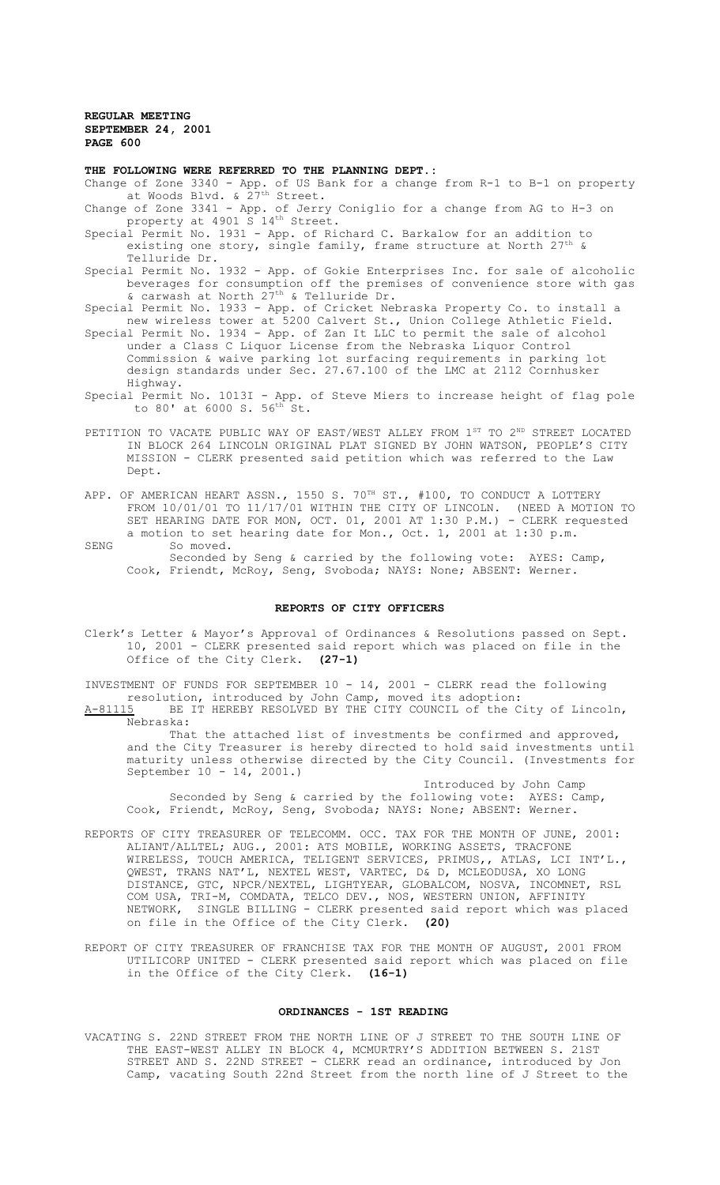**THE FOLLOWING WERE REFERRED TO THE PLANNING DEPT.:**

Change of Zone 3340 - App. of US Bank for a change from R-1 to B-1 on property at Woods Blvd. & 27th Street.

Change of Zone 3341 - App. of Jerry Coniglio for a change from AG to H-3 on property at 4901 S 14th Street.

Special Permit No. 1931 - App. of Richard C. Barkalow for an addition to existing one story, single family, frame structure at North 27th & Telluride Dr.

Special Permit No. 1932 - App. of Gokie Enterprises Inc. for sale of alcoholic beverages for consumption off the premises of convenience store with gas & carwash at North 27th & Telluride Dr.

Special Permit No. 1933 - App. of Cricket Nebraska Property Co. to install a new wireless tower at 5200 Calvert St., Union College Athletic Field.

Special Permit No. 1934 - App. of Zan It LLC to permit the sale of alcohol under a Class C Liquor License from the Nebraska Liquor Control Commission & waive parking lot surfacing requirements in parking lot design standards under Sec. 27.67.100 of the LMC at 2112 Cornhusker Highway.

Special Permit No. 1013I - App. of Steve Miers to increase height of flag pole to 80' at 6000 S. 56th St.

PETITION TO VACATE PUBLIC WAY OF EAST/WEST ALLEY FROM 1ST TO 2ND STREET LOCATED IN BLOCK 264 LINCOLN ORIGINAL PLAT SIGNED BY JOHN WATSON, PEOPLE'S CITY MISSION - CLERK presented said petition which was referred to the Law Dept.

APP. OF AMERICAN HEART ASSN., 1550 S. 70TH ST., #100, TO CONDUCT A LOTTERY FROM 10/01/01 TO 11/17/01 WITHIN THE CITY OF LINCOLN. (NEED A MOTION TO SET HEARING DATE FOR MON, OCT. 01, 2001 AT 1:30 P.M.) - CLERK requested a motion to set hearing date for Mon., Oct. 1, 2001 at 1:30 p.m.

SENG So moved.

Seconded by Seng & carried by the following vote: AYES: Camp, Cook, Friendt, McRoy, Seng, Svoboda; NAYS: None; ABSENT: Werner.

## REPORTS OF CITY OFFICERS

Clerk's Letter & Mayor's Approval of Ordinances & Resolutions passed on Sept. 10, 2001 - CLERK presented said report which was placed on file in the Office of the City Clerk. **(27-1)**

INVESTMENT OF FUNDS FOR SEPTEMBER 10 - 14, 2001 - CLERK read the following resolution, introduced by John Camp, moved its adoption:

A-81115 BE IT HEREBY RESOLVED BY THE CITY COUNCIL of the City of Lincoln, Nebraska:

That the attached list of investments be confirmed and approved, and the City Treasurer is hereby directed to hold said investments until maturity unless otherwise directed by the City Council. (Investments for September 10 - 14, 2001.)

Introduced by John Camp

Seconded by Seng & carried by the following vote: AYES: Camp, Cook, Friendt, McRoy, Seng, Svoboda; NAYS: None; ABSENT: Werner.

REPORTS OF CITY TREASURER OF TELECOMM. OCC. TAX FOR THE MONTH OF JUNE, 2001: ALIANT/ALLTEL; AUG., 2001: ATS MOBILE, WORKING ASSETS, TRACFONE WIRELESS, TOUCH AMERICA, TELIGENT SERVICES, PRIMUS,, ATLAS, LCI INT'L., QWEST, TRANS NAT'L, NEXTEL WEST, VARTEC, D& D, MCLEODUSA, XO LONG DISTANCE, GTC, NPCR/NEXTEL, LIGHTYEAR, GLOBALCOM, NOSVA, INCOMNET, RSL COM USA, TRI-M, COMDATA, TELCO DEV., NOS, WESTERN UNION, AFFINITY NETWORK, SINGLE BILLING - CLERK presented said report which was placed on file in the Office of the City Clerk. **(20)**

REPORT OF CITY TREASURER OF FRANCHISE TAX FOR THE MONTH OF AUGUST, 2001 FROM UTILICORP UNITED - CLERK presented said report which was placed on file in the Office of the City Clerk. **(16-1)**

## ORDINANCES - 1ST READING

VACATING S. 22ND STREET FROM THE NORTH LINE OF J STREET TO THE SOUTH LINE OF THE EAST-WEST ALLEY IN BLOCK 4, MCMURTRY'S ADDITION BETWEEN S. 21ST STREET AND S. 22ND STREET - CLERK read an ordinance, introduced by Jon Camp, vacating South 22nd Street from the north line of J Street to the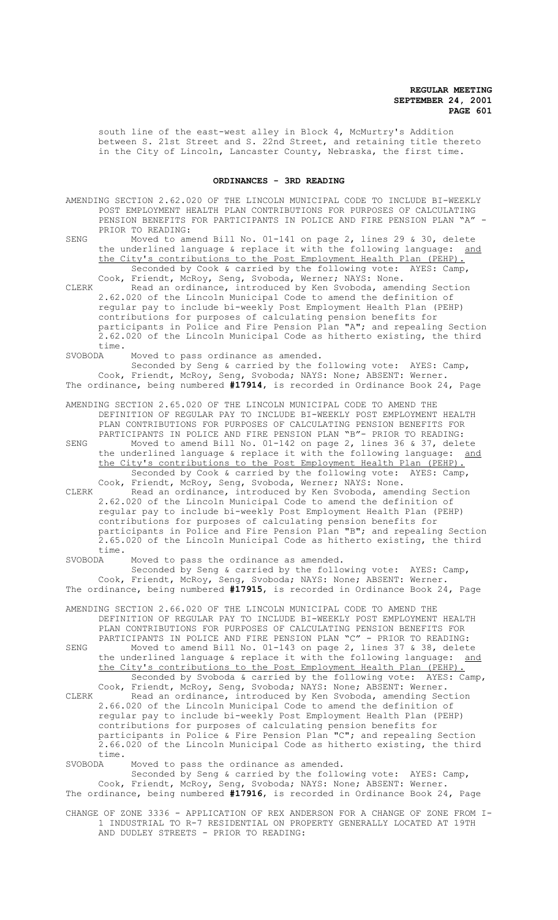south line of the east-west alley in Block 4, McMurtry's Addition between S. 21st Street and S. 22nd Street, and retaining title thereto in the City of Lincoln, Lancaster County, Nebraska, the first time.

## ORDINANCES - 3RD READING

AMENDING SECTION 2.62.020 OF THE LINCOLN MUNICIPAL CODE TO INCLUDE BI-WEEKLY POST EMPLOYMENT HEALTH PLAN CONTRIBUTIONS FOR PURPOSES OF CALCULATING PENSION BENEFITS FOR PARTICIPANTS IN POLICE AND FIRE PENSION PLAN "A" - PRIOR TO READING:

SENG Moved to amend Bill No. 01-141 on page 2, lines 29 & 30, delete the underlined language & replace it with the following language: and the City's contributions to the Post Employment Health Plan (PEHP).
Seconded by Cook & carried by the following vote: AYES: Camp, Cook, Friendt, McRoy, Seng, Svoboda, Werner; NAYS: None.

CLERK Read an ordinance, introduced by Ken Svoboda, amending Section 2.62.020 of the Lincoln Municipal Code to amend the definition of regular pay to include bi-weekly Post Employment Health Plan (PEHP) contributions for purposes of calculating pension benefits for participants in Police and Fire Pension Plan "A"; and repealing Section 2.62.020 of the Lincoln Municipal Code as hitherto existing, the third time.

SVOBODA Moved to pass ordinance as amended.
Seconded by Seng & carried by the following vote: AYES: Camp, Cook, Friendt, McRoy, Seng, Svoboda; NAYS: None; ABSENT: Werner.
The ordinance, being numbered **#17914**, is recorded in Ordinance Book 24, Page

AMENDING SECTION 2.65.020 OF THE LINCOLN MUNICIPAL CODE TO AMEND THE DEFINITION OF REGULAR PAY TO INCLUDE BI-WEEKLY POST EMPLOYMENT HEALTH PLAN CONTRIBUTIONS FOR PURPOSES OF CALCULATING PENSION BENEFITS FOR PARTICIPANTS IN POLICE AND FIRE PENSION PLAN "B"- PRIOR TO READING:

SENG Moved to amend Bill No. 01-142 on page 2, lines 36 & 37, delete the underlined language & replace it with the following language: and the City's contributions to the Post Employment Health Plan (PEHP).
Seconded by Cook & carried by the following vote: AYES: Camp, Cook, Friendt, McRoy, Seng, Svoboda, Werner; NAYS: None.

CLERK Read an ordinance, introduced by Ken Svoboda, amending Section 2.62.020 of the Lincoln Municipal Code to amend the definition of regular pay to include bi-weekly Post Employment Health Plan (PEHP) contributions for purposes of calculating pension benefits for participants in Police and Fire Pension Plan "B"; and repealing Section 2.65.020 of the Lincoln Municipal Code as hitherto existing, the third time.

SVOBODA Moved to pass the ordinance as amended.
Seconded by Seng & carried by the following vote: AYES: Camp, Cook, Friendt, McRoy, Seng, Svoboda; NAYS: None; ABSENT: Werner.
The ordinance, being numbered **#17915**, is recorded in Ordinance Book 24, Page

AMENDING SECTION 2.66.020 OF THE LINCOLN MUNICIPAL CODE TO AMEND THE DEFINITION OF REGULAR PAY TO INCLUDE BI-WEEKLY POST EMPLOYMENT HEALTH PLAN CONTRIBUTIONS FOR PURPOSES OF CALCULATING PENSION BENEFITS FOR PARTICIPANTS IN POLICE AND FIRE PENSION PLAN "C" - PRIOR TO READING:

SENG Moved to amend Bill No. 01-143 on page 2, lines 37 & 38, delete the underlined language & replace it with the following language: and the City's contributions to the Post Employment Health Plan (PEHP).
Seconded by Svoboda & carried by the following vote: AYES: Camp, Cook, Friendt, McRoy, Seng, Svoboda; NAYS: None; ABSENT: Werner.

CLERK Read an ordinance, introduced by Ken Svoboda, amending Section 2.66.020 of the Lincoln Municipal Code to amend the definition of regular pay to include bi-weekly Post Employment Health Plan (PEHP) contributions for purposes of calculating pension benefits for participants in Police & Fire Pension Plan "C"; and repealing Section 2.66.020 of the Lincoln Municipal Code as hitherto existing, the third time.

SVOBODA Moved to pass the ordinance as amended.
Seconded by Seng & carried by the following vote: AYES: Camp, Cook, Friendt, McRoy, Seng, Svoboda; NAYS: None; ABSENT: Werner.
The ordinance, being numbered **#17916**, is recorded in Ordinance Book 24, Page

CHANGE OF ZONE 3336 - APPLICATION OF REX ANDERSON FOR A CHANGE OF ZONE FROM I-1 INDUSTRIAL TO R-7 RESIDENTIAL ON PROPERTY GENERALLY LOCATED AT 19TH AND DUDLEY STREETS - PRIOR TO READING: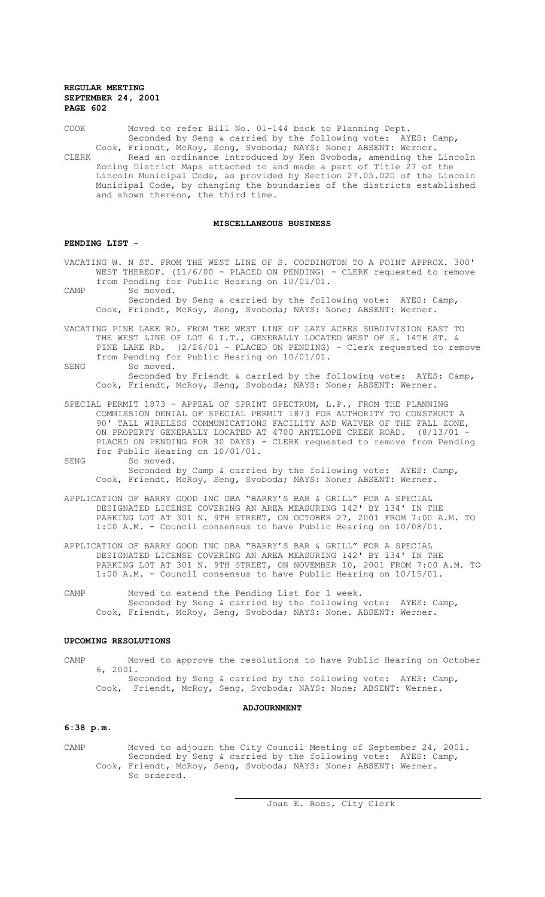COOK Moved to refer Bill No. 01-144 back to Planning Dept.
Seconded by Seng & carried by the following vote: AYES: Camp, Cook, Friendt, McRoy, Seng, Svoboda; NAYS: None; ABSENT: Werner.

CLERK Read an ordinance introduced by Ken Svoboda, amending the Lincoln Zoning District Maps attached to and made a part of Title 27 of the Lincoln Municipal Code, as provided by Section 27.05.020 of the Lincoln Municipal Code, by changing the boundaries of the districts established and shown thereon, the third time.

## MISCELLANEOUS BUSINESS

**PENDING LIST -**

VACATING W. N ST. FROM THE WEST LINE OF S. CODDINGTON TO A POINT APPROX. 300' WEST THEREOF. (11/6/00 - PLACED ON PENDING) - CLERK requested to remove from Pending for Public Hearing on 10/01/01.

CAMP So moved.
Seconded by Seng & carried by the following vote: AYES: Camp, Cook, Friendt, McRoy, Seng, Svoboda; NAYS: None; ABSENT: Werner.

VACATING PINE LAKE RD. FROM THE WEST LINE OF LAZY ACRES SUBDIVISION EAST TO THE WEST LINE OF LOT 6 I.T., GENERALLY LOCATED WEST OF S. 14TH ST. & PINE LAKE RD. (2/26/01 - PLACED ON PENDING) - Clerk requested to remove from Pending for Public Hearing on 10/01/01.

SENG So moved.
Seconded by Friendt & carried by the following vote: AYES: Camp, Cook, Friendt, McRoy, Seng, Svoboda; NAYS: None; ABSENT: Werner.

SPECIAL PERMIT 1873 - APPEAL OF SPRINT SPECTRUM, L.P., FROM THE PLANNING COMMISSION DENIAL OF SPECIAL PERMIT 1873 FOR AUTHORITY TO CONSTRUCT A 90' TALL WIRELESS COMMUNICATIONS FACILITY AND WAIVER OF THE FALL ZONE, ON PROPERTY GENERALLY LOCATED AT 4700 ANTELOPE CREEK ROAD. (8/13/01 - PLACED ON PENDING FOR 30 DAYS) - CLERK requested to remove from Pending for Public Hearing on 10/01/01.

SENG So moved.
Seconded by Camp & carried by the following vote: AYES: Camp, Cook, Friendt, McRoy, Seng, Svoboda; NAYS: None; ABSENT: Werner.

APPLICATION OF BARRY GOOD INC DBA "BARRY'S BAR & GRILL" FOR A SPECIAL DESIGNATED LICENSE COVERING AN AREA MEASURING 142' BY 134' IN THE PARKING LOT AT 301 N. 9TH STREET, ON OCTOBER 27, 2001 FROM 7:00 A.M. TO 1:00 A.M. - Council consensus to have Public Hearing on 10/08/01.

APPLICATION OF BARRY GOOD INC DBA "BARRY'S BAR & GRILL" FOR A SPECIAL DESIGNATED LICENSE COVERING AN AREA MEASURING 142' BY 134' IN THE PARKING LOT AT 301 N. 9TH STREET, ON NOVEMBER 10, 2001 FROM 7:00 A.M. TO 1:00 A.M. - Council consensus to have Public Hearing on 10/15/01.

CAMP Moved to extend the Pending List for 1 week.
Seconded by Seng & carried by the following vote: AYES: Camp, Cook, Friendt, McRoy, Seng, Svoboda; NAYS: None. ABSENT: Werner.

**UPCOMING RESOLUTIONS**

CAMP Moved to approve the resolutions to have Public Hearing on October 6, 2001.
Seconded by Seng & carried by the following vote: AYES: Camp, Cook, Friendt, McRoy, Seng, Svoboda; NAYS: None; ABSENT: Werner.

## ADJOURNMENT

**6:38 p.m.**

CAMP Moved to adjourn the City Council Meeting of September 24, 2001.
Seconded by Seng & carried by the following vote: AYES: Camp, Cook, Friendt, McRoy, Seng, Svoboda; NAYS: None; ABSENT: Werner.
So ordered.

Joan E. Ross, City Clerk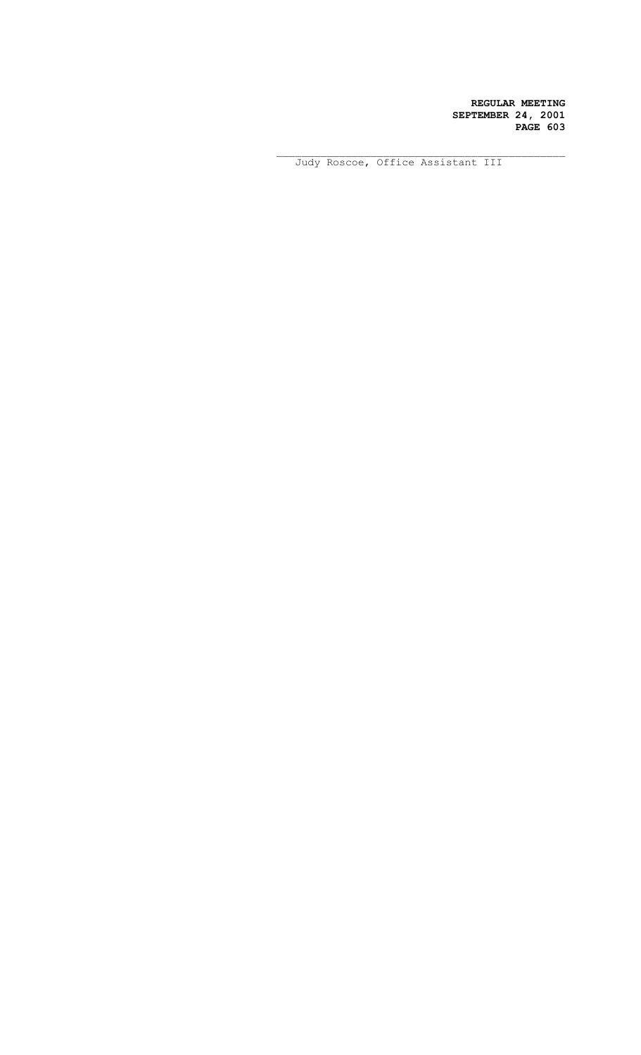\_\_\_\_\_\_\_\_\_\_\_\_\_\_\_\_\_\_\_\_\_\_\_\_\_\_\_\_\_\_\_\_\_\_\_\_\_\_\_\_\_\_\_\_\_\_

Judy Roscoe, Office Assistant III